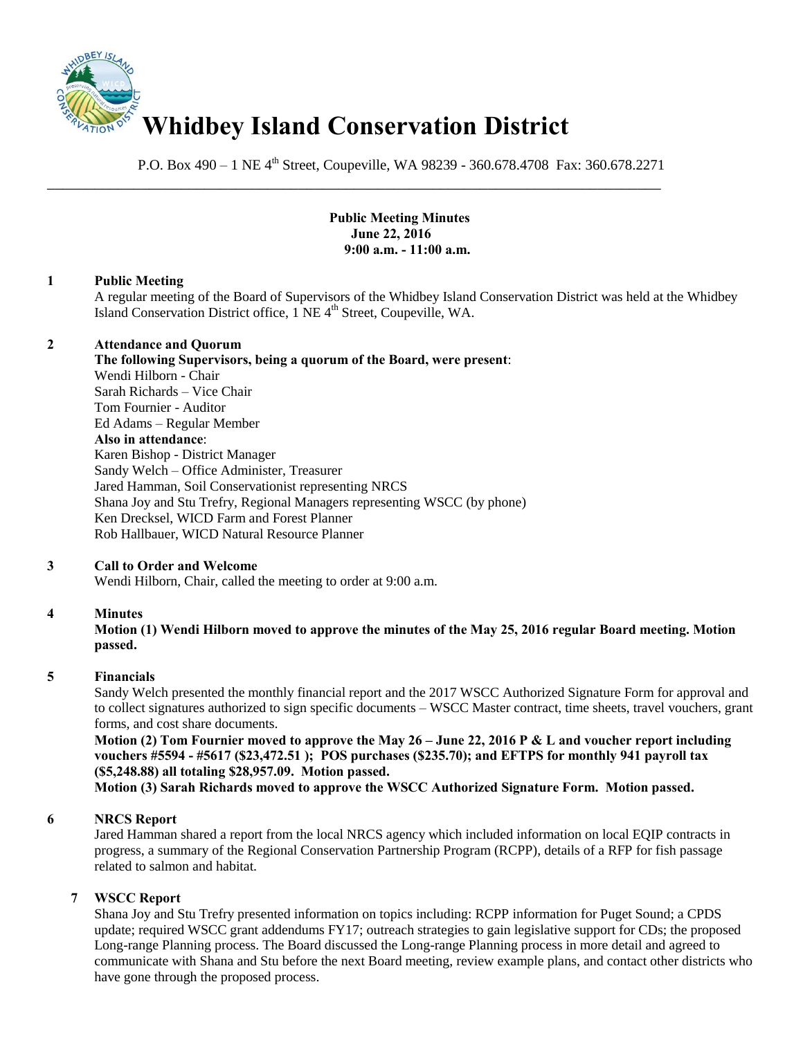# Whidbey Island Conservation District

P.O. Box 490 – 1 NE 4th Street, Coupeville, WA 98239 - 360.678.4708 Fax: 360.678.2271

**Public Meeting Minutes**
**June 22, 2016**
**9:00 a.m. - 11:00 a.m.**

**1 Public Meeting**

A regular meeting of the Board of Supervisors of the Whidbey Island Conservation District was held at the Whidbey Island Conservation District office, 1 NE 4th Street, Coupeville, WA.

**2 Attendance and Quorum**

**The following Supervisors, being a quorum of the Board, were present**:
Wendi Hilborn - Chair
Sarah Richards – Vice Chair
Tom Fournier - Auditor
Ed Adams – Regular Member
**Also in attendance**:
Karen Bishop - District Manager
Sandy Welch – Office Administer, Treasurer
Jared Hamman, Soil Conservationist representing NRCS
Shana Joy and Stu Trefry, Regional Managers representing WSCC (by phone)
Ken Drecksel, WICD Farm and Forest Planner
Rob Hallbauer, WICD Natural Resource Planner

**3 Call to Order and Welcome**

Wendi Hilborn, Chair, called the meeting to order at 9:00 a.m.

**4 Minutes**

**Motion (1) Wendi Hilborn moved to approve the minutes of the May 25, 2016 regular Board meeting. Motion passed.**

**5 Financials**

Sandy Welch presented the monthly financial report and the 2017 WSCC Authorized Signature Form for approval and to collect signatures authorized to sign specific documents – WSCC Master contract, time sheets, travel vouchers, grant forms, and cost share documents.

**Motion (2) Tom Fournier moved to approve the May 26 – June 22, 2016 P & L and voucher report including vouchers #5594 - #5617 ($23,472.51 ); POS purchases ($235.70); and EFTPS for monthly 941 payroll tax ($5,248.88) all totaling $28,957.09. Motion passed.**

**Motion (3) Sarah Richards moved to approve the WSCC Authorized Signature Form. Motion passed.**

**6 NRCS Report**

Jared Hamman shared a report from the local NRCS agency which included information on local EQIP contracts in progress, a summary of the Regional Conservation Partnership Program (RCPP), details of a RFP for fish passage related to salmon and habitat.

**7 WSCC Report**

Shana Joy and Stu Trefry presented information on topics including: RCPP information for Puget Sound; a CPDS update; required WSCC grant addendums FY17; outreach strategies to gain legislative support for CDs; the proposed Long-range Planning process. The Board discussed the Long-range Planning process in more detail and agreed to communicate with Shana and Stu before the next Board meeting, review example plans, and contact other districts who have gone through the proposed process.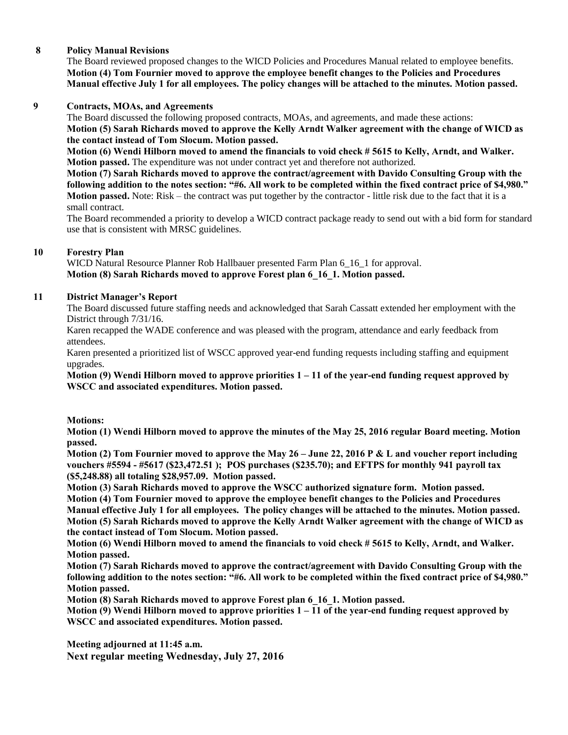**8 Policy Manual Revisions**

The Board reviewed proposed changes to the WICD Policies and Procedures Manual related to employee benefits. **Motion (4) Tom Fournier moved to approve the employee benefit changes to the Policies and Procedures Manual effective July 1 for all employees. The policy changes will be attached to the minutes. Motion passed.**

**9 Contracts, MOAs, and Agreements**

The Board discussed the following proposed contracts, MOAs, and agreements, and made these actions:

**Motion (5) Sarah Richards moved to approve the Kelly Arndt Walker agreement with the change of WICD as the contact instead of Tom Slocum. Motion passed.**

**Motion (6) Wendi Hilborn moved to amend the financials to void check # 5615 to Kelly, Arndt, and Walker. Motion passed.** The expenditure was not under contract yet and therefore not authorized.

**Motion (7) Sarah Richards moved to approve the contract/agreement with Davido Consulting Group with the following addition to the notes section: "#6. All work to be completed within the fixed contract price of $4,980." Motion passed.** Note: Risk – the contract was put together by the contractor - little risk due to the fact that it is a small contract.

The Board recommended a priority to develop a WICD contract package ready to send out with a bid form for standard use that is consistent with MRSC guidelines.

**10 Forestry Plan**

WICD Natural Resource Planner Rob Hallbauer presented Farm Plan 6_16_1 for approval.

**Motion (8) Sarah Richards moved to approve Forest plan 6_16_1. Motion passed.**

**11 District Manager's Report**

The Board discussed future staffing needs and acknowledged that Sarah Cassatt extended her employment with the District through 7/31/16.

Karen recapped the WADE conference and was pleased with the program, attendance and early feedback from attendees.

Karen presented a prioritized list of WSCC approved year-end funding requests including staffing and equipment upgrades.

**Motion (9) Wendi Hilborn moved to approve priorities 1 – 11 of the year-end funding request approved by WSCC and associated expenditures. Motion passed.**

**Motions:**

**Motion (1) Wendi Hilborn moved to approve the minutes of the May 25, 2016 regular Board meeting. Motion passed.**

**Motion (2) Tom Fournier moved to approve the May 26 – June 22, 2016 P & L and voucher report including vouchers #5594 - #5617 ($23,472.51 ); POS purchases ($235.70); and EFTPS for monthly 941 payroll tax ($5,248.88) all totaling $28,957.09. Motion passed.**

**Motion (3) Sarah Richards moved to approve the WSCC authorized signature form. Motion passed.**

**Motion (4) Tom Fournier moved to approve the employee benefit changes to the Policies and Procedures Manual effective July 1 for all employees. The policy changes will be attached to the minutes. Motion passed.**

**Motion (5) Sarah Richards moved to approve the Kelly Arndt Walker agreement with the change of WICD as the contact instead of Tom Slocum. Motion passed.**

**Motion (6) Wendi Hilborn moved to amend the financials to void check # 5615 to Kelly, Arndt, and Walker. Motion passed.**

**Motion (7) Sarah Richards moved to approve the contract/agreement with Davido Consulting Group with the following addition to the notes section: "#6. All work to be completed within the fixed contract price of $4,980." Motion passed.**

**Motion (8) Sarah Richards moved to approve Forest plan 6_16_1. Motion passed.**

**Motion (9) Wendi Hilborn moved to approve priorities 1 – 11 of the year-end funding request approved by WSCC and associated expenditures. Motion passed.**

**Meeting adjourned at 11:45 a.m.**

**Next regular meeting Wednesday, July 27, 2016**